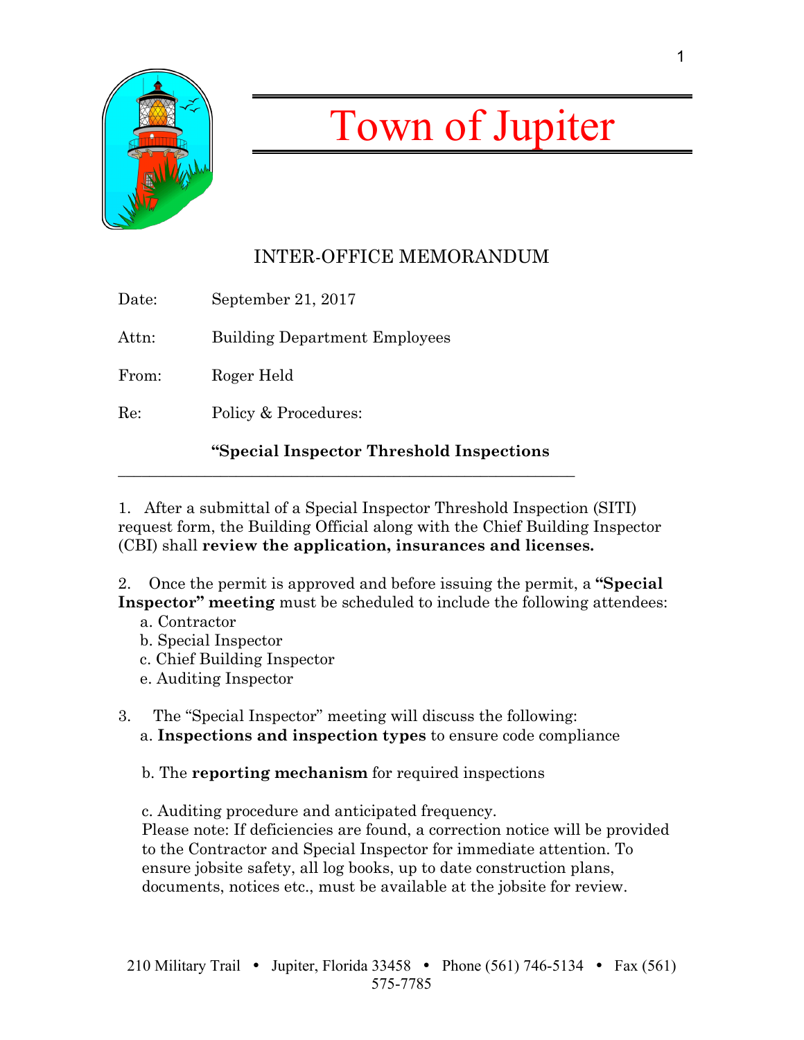# Town of Jupiter

## INTER-OFFICE MEMORANDUM

Date: September 21, 2017

Attn: Building Department Employees

From: Roger Held

Re: Policy & Procedures:

**"Special Inspector Threshold Inspections**

---

1. After a submittal of a Special Inspector Threshold Inspection (SITI) request form, the Building Official along with the Chief Building Inspector (CBI) shall **review the application, insurances and licenses.**

2. Once the permit is approved and before issuing the permit, a **"Special Inspector" meeting** must be scheduled to include the following attendees:
   a. Contractor
   b. Special Inspector
   c. Chief Building Inspector
   e. Auditing Inspector

3. The "Special Inspector" meeting will discuss the following:
   a. **Inspections and inspection types** to ensure code compliance

   b. The **reporting mechanism** for required inspections

   c. Auditing procedure and anticipated frequency.
   Please note: If deficiencies are found, a correction notice will be provided to the Contractor and Special Inspector for immediate attention. To ensure jobsite safety, all log books, up to date construction plans, documents, notices etc., must be available at the jobsite for review.

210 Military Trail • Jupiter, Florida 33458 • Phone (561) 746-5134 • Fax (561) 575-7785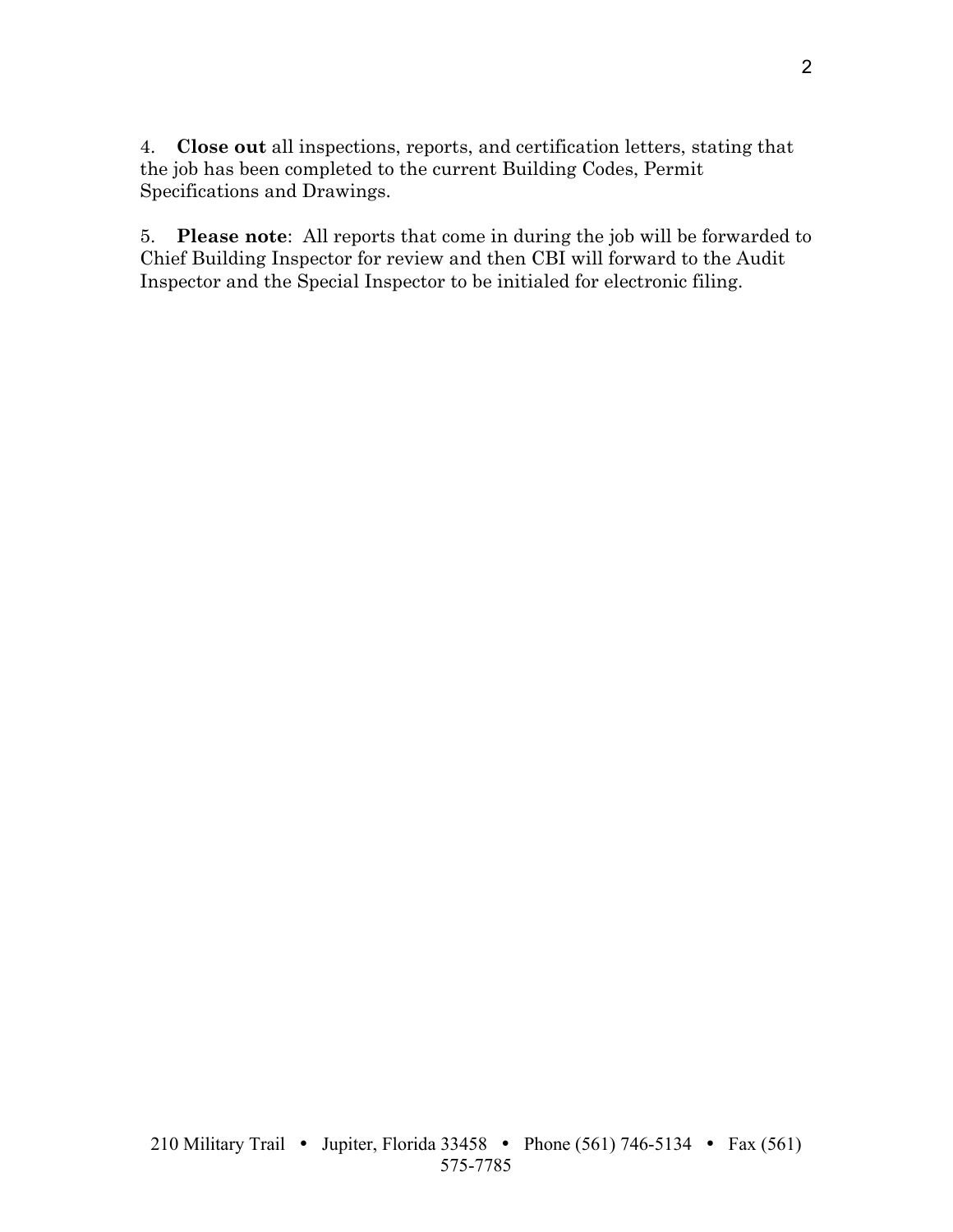4. **Close out** all inspections, reports, and certification letters, stating that the job has been completed to the current Building Codes, Permit Specifications and Drawings.

5. **Please note**: All reports that come in during the job will be forwarded to Chief Building Inspector for review and then CBI will forward to the Audit Inspector and the Special Inspector to be initialed for electronic filing.

210 Military Trail • Jupiter, Florida 33458 • Phone (561) 746-5134 • Fax (561) 575-7785